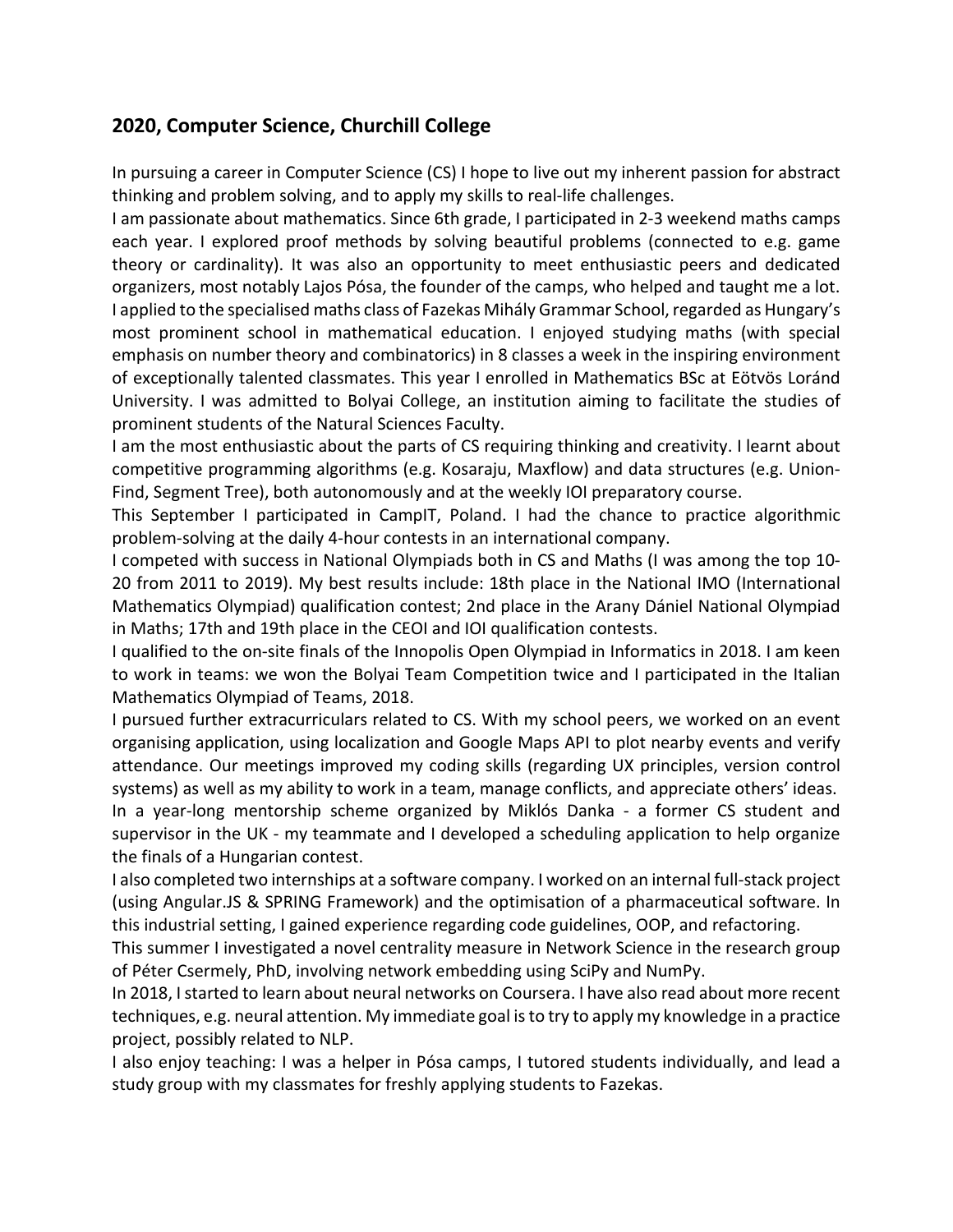## 2020, Computer Science, Churchill College

In pursuing a career in Computer Science (CS) I hope to live out my inherent passion for abstract thinking and problem solving, and to apply my skills to real-life challenges.

I am passionate about mathematics. Since 6th grade, I participated in 2-3 weekend maths camps each year. I explored proof methods by solving beautiful problems (connected to e.g. game theory or cardinality). It was also an opportunity to meet enthusiastic peers and dedicated organizers, most notably Lajos Pósa, the founder of the camps, who helped and taught me a lot.

I applied to the specialised maths class of Fazekas Mihály Grammar School, regarded as Hungary's most prominent school in mathematical education. I enjoyed studying maths (with special emphasis on number theory and combinatorics) in 8 classes a week in the inspiring environment of exceptionally talented classmates. This year I enrolled in Mathematics BSc at Eötvös Loránd University. I was admitted to Bolyai College, an institution aiming to facilitate the studies of prominent students of the Natural Sciences Faculty.

I am the most enthusiastic about the parts of CS requiring thinking and creativity. I learnt about competitive programming algorithms (e.g. Kosaraju, Maxflow) and data structures (e.g. Union-Find, Segment Tree), both autonomously and at the weekly IOI preparatory course.

This September I participated in CampIT, Poland. I had the chance to practice algorithmic problem-solving at the daily 4-hour contests in an international company.

I competed with success in National Olympiads both in CS and Maths (I was among the top 10-20 from 2011 to 2019). My best results include: 18th place in the National IMO (International Mathematics Olympiad) qualification contest; 2nd place in the Arany Dániel National Olympiad in Maths; 17th and 19th place in the CEOI and IOI qualification contests.

I qualified to the on-site finals of the Innopolis Open Olympiad in Informatics in 2018. I am keen to work in teams: we won the Bolyai Team Competition twice and I participated in the Italian Mathematics Olympiad of Teams, 2018.

I pursued further extracurriculars related to CS. With my school peers, we worked on an event organising application, using localization and Google Maps API to plot nearby events and verify attendance. Our meetings improved my coding skills (regarding UX principles, version control systems) as well as my ability to work in a team, manage conflicts, and appreciate others' ideas.

In a year-long mentorship scheme organized by Miklós Danka - a former CS student and supervisor in the UK - my teammate and I developed a scheduling application to help organize the finals of a Hungarian contest.

I also completed two internships at a software company. I worked on an internal full-stack project (using Angular.JS & SPRING Framework) and the optimisation of a pharmaceutical software. In this industrial setting, I gained experience regarding code guidelines, OOP, and refactoring.

This summer I investigated a novel centrality measure in Network Science in the research group of Péter Csermely, PhD, involving network embedding using SciPy and NumPy.

In 2018, I started to learn about neural networks on Coursera. I have also read about more recent techniques, e.g. neural attention. My immediate goal is to try to apply my knowledge in a practice project, possibly related to NLP.

I also enjoy teaching: I was a helper in Pósa camps, I tutored students individually, and lead a study group with my classmates for freshly applying students to Fazekas.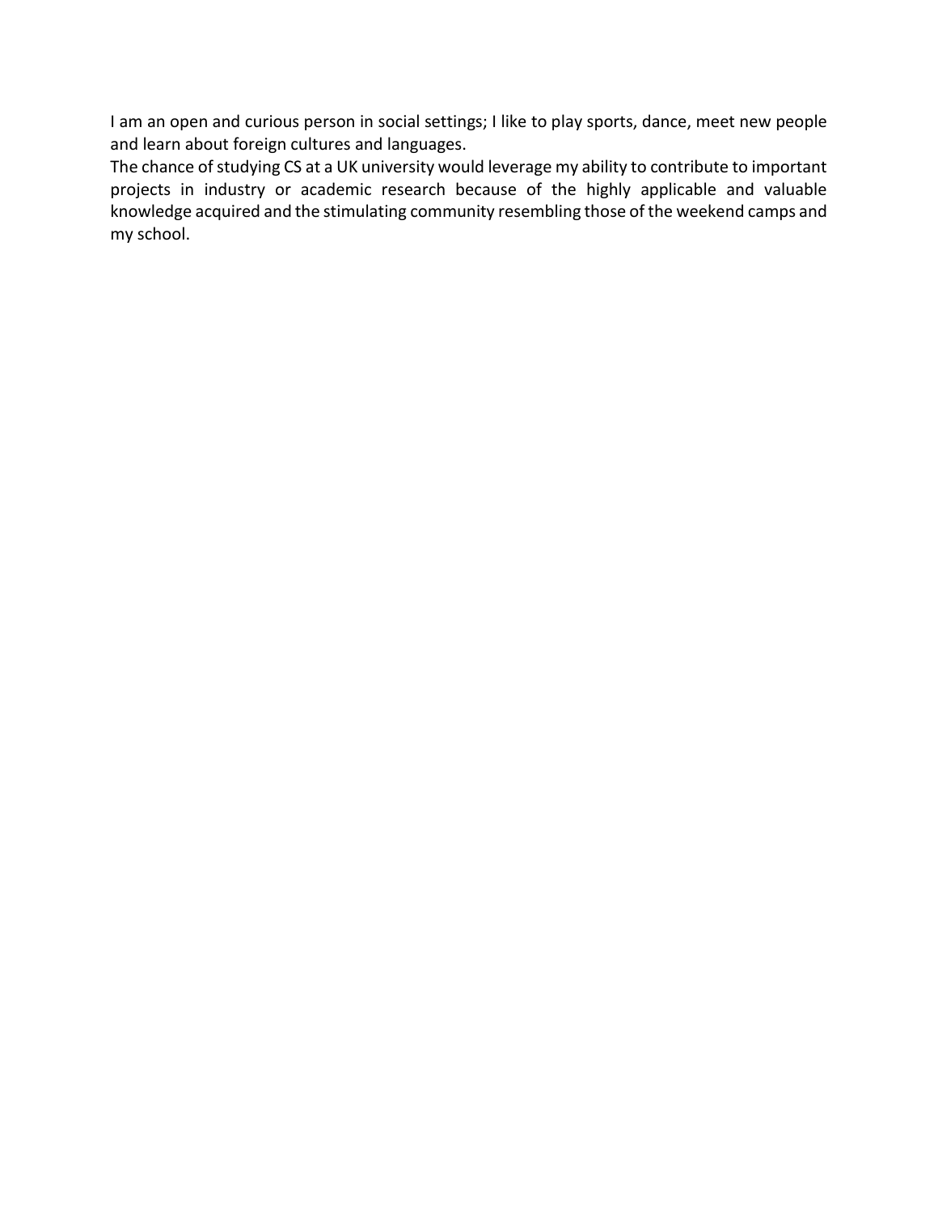I am an open and curious person in social settings; I like to play sports, dance, meet new people and learn about foreign cultures and languages.

The chance of studying CS at a UK university would leverage my ability to contribute to important projects in industry or academic research because of the highly applicable and valuable knowledge acquired and the stimulating community resembling those of the weekend camps and my school.